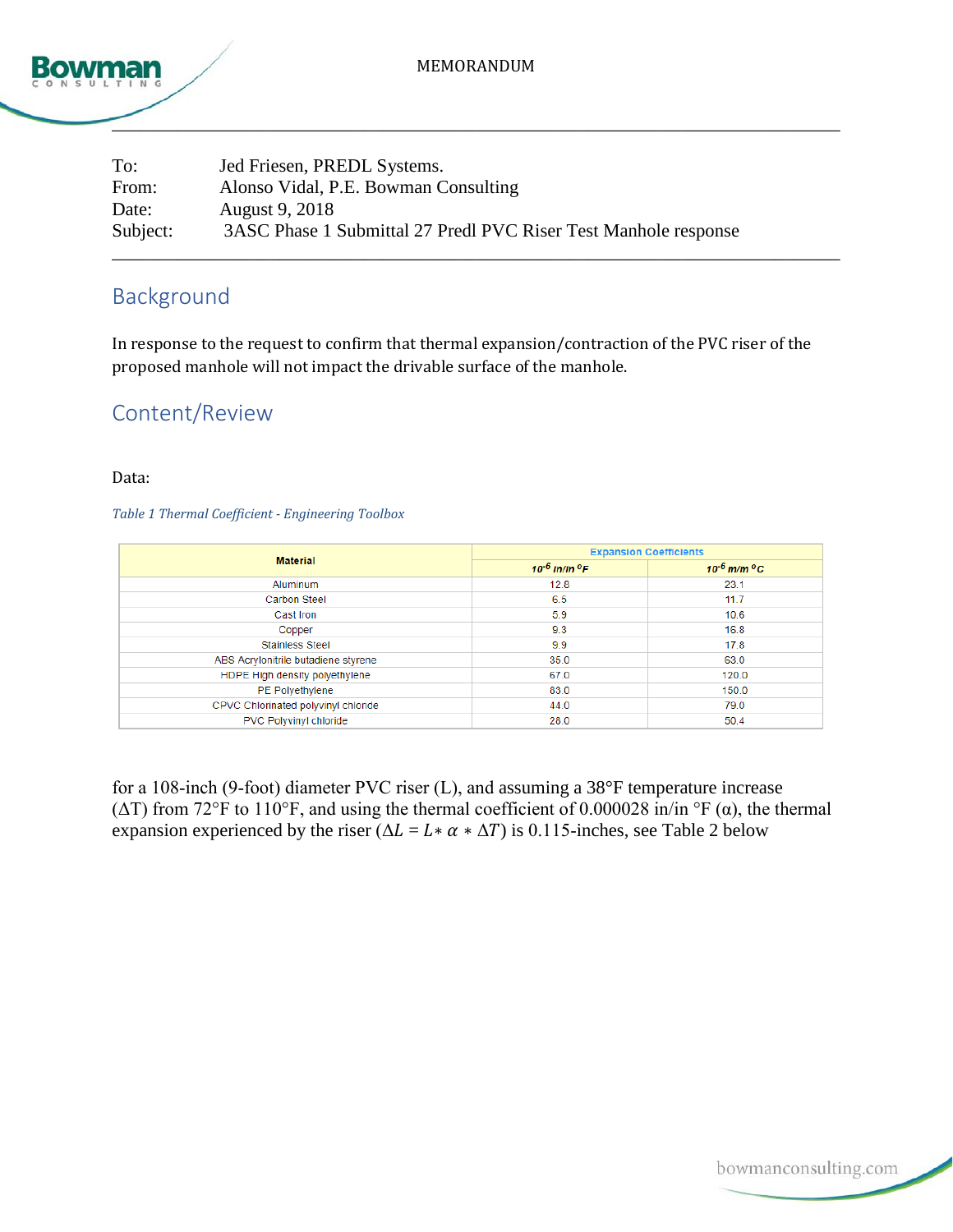MEMORANDUM

| | |
|---|---|
| To: | Jed Friesen, PREDL Systems. |
| From: | Alonso Vidal, P.E. Bowman Consulting |
| Date: | August 9, 2018 |
| Subject: | 3ASC Phase 1 Submittal 27 Predl PVC Riser Test Manhole response |

## Background

In response to the request to confirm that thermal expansion/contraction of the PVC riser of the proposed manhole will not impact the drivable surface of the manhole.

## Content/Review

Data:

*Table 1 Thermal Coefficient - Engineering Toolbox*

| Material | Expansion Coefficients | |
|---|---|---|
| | $10^{-6}$ in/in °F | $10^{-6}$ m/m °C |
| Aluminum | 12.8 | 23.1 |
| Carbon Steel | 6.5 | 11.7 |
| Cast Iron | 5.9 | 10.6 |
| Copper | 9.3 | 16.8 |
| Stainless Steel | 9.9 | 17.8 |
| ABS Acrylonitrile butadiene styrene | 35.0 | 63.0 |
| HDPE High density polyethylene | 67.0 | 120.0 |
| PE Polyethylene | 83.0 | 150.0 |
| CPVC Chlorinated polyvinyl chloride | 44.0 | 79.0 |
| PVC Polyvinyl chloride | 28.0 | 50.4 |

for a 108-inch (9-foot) diameter PVC riser (L), and assuming a 38°F temperature increase (ΔT) from 72°F to 110°F, and using the thermal coefficient of 0.000028 in/in °F (α), the thermal expansion experienced by the riser ($\Delta L = L * \alpha * \Delta T$) is 0.115-inches, see Table 2 below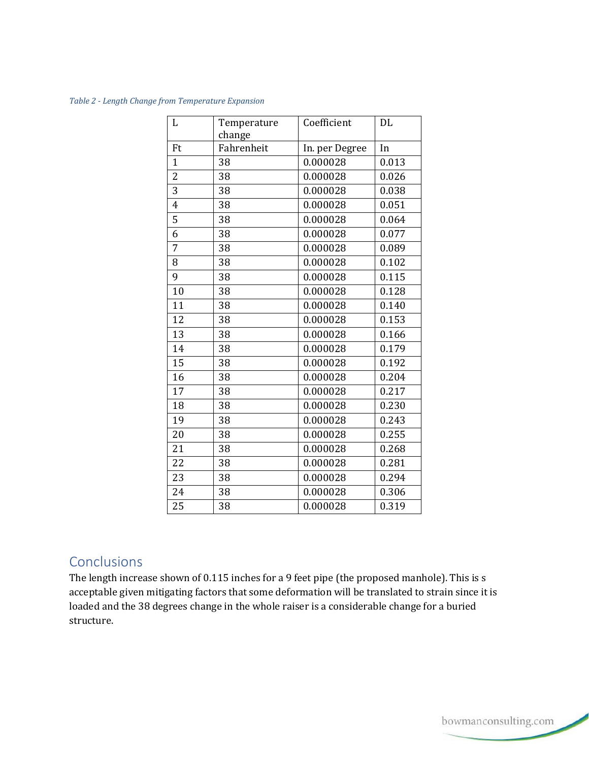*Table 2 - Length Change from Temperature Expansion*

| L | Temperature change | Coefficient | DL |
|---|---|---|---|
| Ft | Fahrenheit | In. per Degree | In |
| 1 | 38 | 0.000028 | 0.013 |
| 2 | 38 | 0.000028 | 0.026 |
| 3 | 38 | 0.000028 | 0.038 |
| 4 | 38 | 0.000028 | 0.051 |
| 5 | 38 | 0.000028 | 0.064 |
| 6 | 38 | 0.000028 | 0.077 |
| 7 | 38 | 0.000028 | 0.089 |
| 8 | 38 | 0.000028 | 0.102 |
| 9 | 38 | 0.000028 | 0.115 |
| 10 | 38 | 0.000028 | 0.128 |
| 11 | 38 | 0.000028 | 0.140 |
| 12 | 38 | 0.000028 | 0.153 |
| 13 | 38 | 0.000028 | 0.166 |
| 14 | 38 | 0.000028 | 0.179 |
| 15 | 38 | 0.000028 | 0.192 |
| 16 | 38 | 0.000028 | 0.204 |
| 17 | 38 | 0.000028 | 0.217 |
| 18 | 38 | 0.000028 | 0.230 |
| 19 | 38 | 0.000028 | 0.243 |
| 20 | 38 | 0.000028 | 0.255 |
| 21 | 38 | 0.000028 | 0.268 |
| 22 | 38 | 0.000028 | 0.281 |
| 23 | 38 | 0.000028 | 0.294 |
| 24 | 38 | 0.000028 | 0.306 |
| 25 | 38 | 0.000028 | 0.319 |

## Conclusions

The length increase shown of 0.115 inches for a 9 feet pipe (the proposed manhole). This is s acceptable given mitigating factors that some deformation will be translated to strain since it is loaded and the 38 degrees change in the whole raiser is a considerable change for a buried structure.